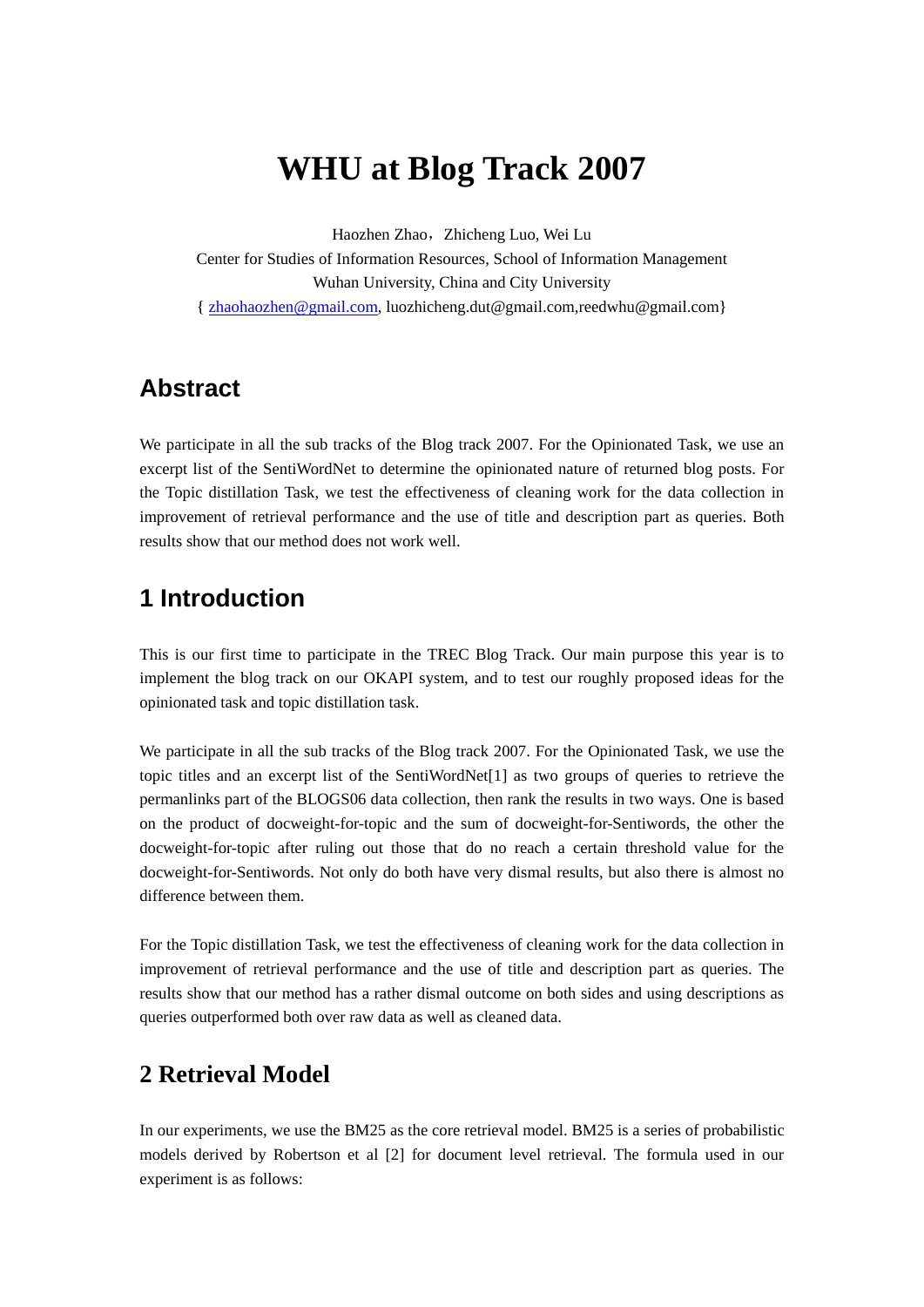# WHU at Blog Track 2007

Haozhen Zhao，Zhicheng Luo, Wei Lu
Center for Studies of Information Resources, School of Information Management
Wuhan University, China and City University
{ zhaohaozhen@gmail.com, luozhicheng.dut@gmail.com,reedwhu@gmail.com}

## Abstract

We participate in all the sub tracks of the Blog track 2007. For the Opinionated Task, we use an excerpt list of the SentiWordNet to determine the opinionated nature of returned blog posts. For the Topic distillation Task, we test the effectiveness of cleaning work for the data collection in improvement of retrieval performance and the use of title and description part as queries. Both results show that our method does not work well.

## 1 Introduction

This is our first time to participate in the TREC Blog Track. Our main purpose this year is to implement the blog track on our OKAPI system, and to test our roughly proposed ideas for the opinionated task and topic distillation task.

We participate in all the sub tracks of the Blog track 2007. For the Opinionated Task, we use the topic titles and an excerpt list of the SentiWordNet[1] as two groups of queries to retrieve the permanlinks part of the BLOGS06 data collection, then rank the results in two ways. One is based on the product of docweight-for-topic and the sum of docweight-for-Sentiwords, the other the docweight-for-topic after ruling out those that do no reach a certain threshold value for the docweight-for-Sentiwords. Not only do both have very dismal results, but also there is almost no difference between them.

For the Topic distillation Task, we test the effectiveness of cleaning work for the data collection in improvement of retrieval performance and the use of title and description part as queries. The results show that our method has a rather dismal outcome on both sides and using descriptions as queries outperformed both over raw data as well as cleaned data.

## 2 Retrieval Model

In our experiments, we use the BM25 as the core retrieval model. BM25 is a series of probabilistic models derived by Robertson et al [2] for document level retrieval. The formula used in our experiment is as follows: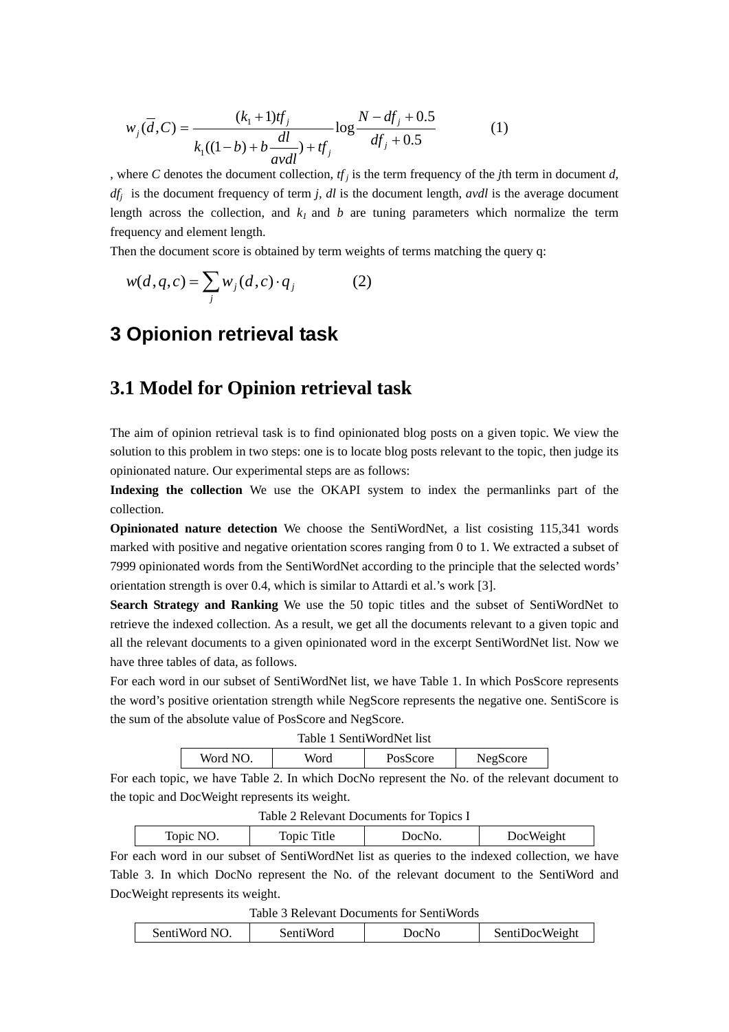$$w_j(\overline{d}, C) = \frac{(k_1 + 1)tf_j}{k_1((1-b) + b\frac{dl}{avdl}) + tf_j} \log \frac{N - df_j + 0.5}{df_j + 0.5} \quad (1)$$

, where $C$ denotes the document collection, $tf_j$ is the term frequency of the $j$th term in document $d$, $df_j$ is the document frequency of term $j$, $dl$ is the document length, $avdl$ is the average document length across the collection, and $k_1$ and $b$ are tuning parameters which normalize the term frequency and element length.

Then the document score is obtained by term weights of terms matching the query q:

$$w(d, q, c) = \sum_j w_j(d, c) \cdot q_j \quad (2)$$

## 3 Opionion retrieval task

## 3.1 Model for Opinion retrieval task

The aim of opinion retrieval task is to find opinionated blog posts on a given topic. We view the solution to this problem in two steps: one is to locate blog posts relevant to the topic, then judge its opinionated nature. Our experimental steps are as follows:

**Indexing the collection** We use the OKAPI system to index the permanlinks part of the collection.

**Opinionated nature detection** We choose the SentiWordNet, a list cosisting 115,341 words marked with positive and negative orientation scores ranging from 0 to 1. We extracted a subset of 7999 opinionated words from the SentiWordNet according to the principle that the selected words' orientation strength is over 0.4, which is similar to Attardi et al.'s work [3].

**Search Strategy and Ranking** We use the 50 topic titles and the subset of SentiWordNet to retrieve the indexed collection. As a result, we get all the documents relevant to a given topic and all the relevant documents to a given opinionated word in the excerpt SentiWordNet list. Now we have three tables of data, as follows.

For each word in our subset of SentiWordNet list, we have Table 1. In which PosScore represents the word's positive orientation strength while NegScore represents the negative one. SentiScore is the sum of the absolute value of PosScore and NegScore.

Table 1 SentiWordNet list

| Word NO. | Word | PosScore | NegScore |
|---|---|---|---|

For each topic, we have Table 2. In which DocNo represent the No. of the relevant document to the topic and DocWeight represents its weight.

Table 2 Relevant Documents for Topics I

| Topic NO. | Topic Title | DocNo. | DocWeight |
|---|---|---|---|

For each word in our subset of SentiWordNet list as queries to the indexed collection, we have Table 3. In which DocNo represent the No. of the relevant document to the SentiWord and DocWeight represents its weight.

Table 3 Relevant Documents for SentiWords

| SentiWord NO. | SentiWord | DocNo | SentiDocWeight |
|---|---|---|---|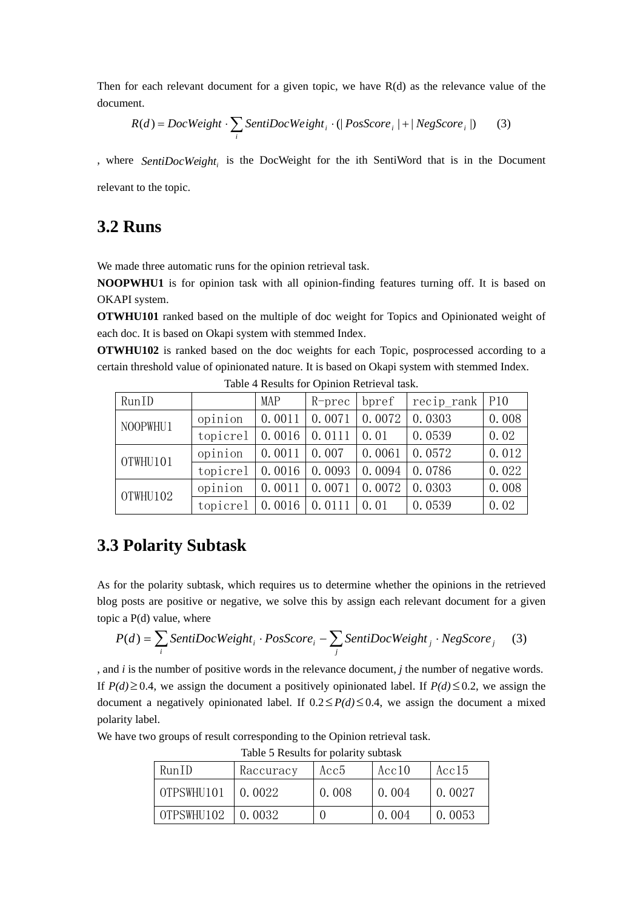Then for each relevant document for a given topic, we have R(d) as the relevance value of the document.

$$R(d) = DocWeight \cdot \sum_i SentiDocWeight_i \cdot (|PosScore_i| + |NegScore_i|) \qquad (3)$$

, where $SentiDocWeight_i$ is the DocWeight for the ith SentiWord that is in the Document relevant to the topic.

## 3.2 Runs

We made three automatic runs for the opinion retrieval task.

**NOOPWHU1** is for opinion task with all opinion-finding features turning off. It is based on OKAPI system.

**OTWHU101** ranked based on the multiple of doc weight for Topics and Opinionated weight of each doc. It is based on Okapi system with stemmed Index.

**OTWHU102** is ranked based on the doc weights for each Topic, posprocessed according to a certain threshold value of opinionated nature. It is based on Okapi system with stemmed Index.

Table 4 Results for Opinion Retrieval task.

| RunID | | MAP | R-prec | bpref | recip_rank | P10 |
|---|---|---|---|---|---|---|
| NOOPWHU1 | opinion | 0.0011 | 0.0071 | 0.0072 | 0.0303 | 0.008 |
| | topicrel | 0.0016 | 0.0111 | 0.01 | 0.0539 | 0.02 |
| OTWHU101 | opinion | 0.0011 | 0.007 | 0.0061 | 0.0572 | 0.012 |
| | topicrel | 0.0016 | 0.0093 | 0.0094 | 0.0786 | 0.022 |
| OTWHU102 | opinion | 0.0011 | 0.0071 | 0.0072 | 0.0303 | 0.008 |
| | topicrel | 0.0016 | 0.0111 | 0.01 | 0.0539 | 0.02 |

## 3.3 Polarity Subtask

As for the polarity subtask, which requires us to determine whether the opinions in the retrieved blog posts are positive or negative, we solve this by assign each relevant document for a given topic a P(d) value, where

$$P(d) = \sum_i SentiDocWeight_i \cdot PosScore_i - \sum_j SentiDocWeight_j \cdot NegScore_j \qquad (3)$$

, and *i* is the number of positive words in the relevance document, *j* the number of negative words. If $P(d) \geq 0.4$, we assign the document a positively opinionated label. If $P(d) \leq 0.2$, we assign the document a negatively opinionated label. If $0.2 \leq P(d) \leq 0.4$, we assign the document a mixed polarity label.

We have two groups of result corresponding to the Opinion retrieval task.

Table 5 Results for polarity subtask

| RunID | Raccuracy | Acc5 | Acc10 | Acc15 |
|---|---|---|---|---|
| OTPSWHU101 | 0.0022 | 0.008 | 0.004 | 0.0027 |
| OTPSWHU102 | 0.0032 | 0 | 0.004 | 0.0053 |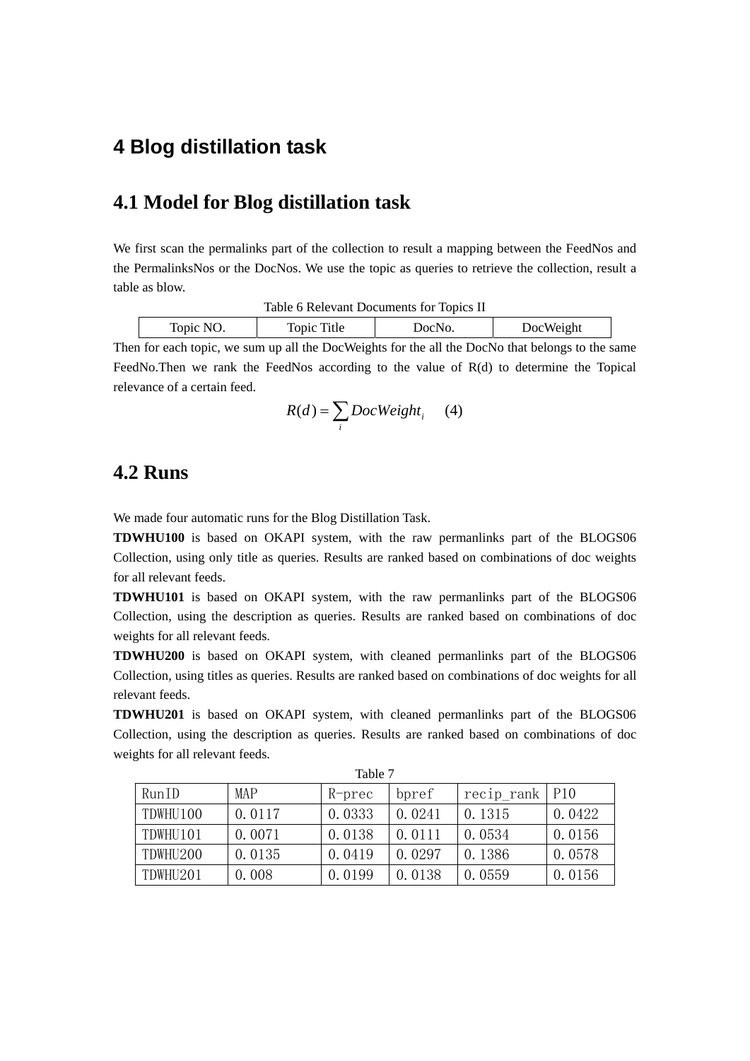# 4 Blog distillation task

## 4.1 Model for Blog distillation task

We first scan the permalinks part of the collection to result a mapping between the FeedNos and the PermalinksNos or the DocNos. We use the topic as queries to retrieve the collection, result a table as blow.

Table 6 Relevant Documents for Topics II

| Topic NO. | Topic Title | DocNo. | DocWeight |
|---|---|---|---|

Then for each topic, we sum up all the DocWeights for the all the DocNo that belongs to the same FeedNo.Then we rank the FeedNos according to the value of R(d) to determine the Topical relevance of a certain feed.

$$R(d) = \sum_i DocWeight_i \quad (4)$$

## 4.2 Runs

We made four automatic runs for the Blog Distillation Task.

**TDWHU100** is based on OKAPI system, with the raw permanlinks part of the BLOGS06 Collection, using only title as queries. Results are ranked based on combinations of doc weights for all relevant feeds.

**TDWHU101** is based on OKAPI system, with the raw permanlinks part of the BLOGS06 Collection, using the description as queries. Results are ranked based on combinations of doc weights for all relevant feeds.

**TDWHU200** is based on OKAPI system, with cleaned permanlinks part of the BLOGS06 Collection, using titles as queries. Results are ranked based on combinations of doc weights for all relevant feeds.

**TDWHU201** is based on OKAPI system, with cleaned permanlinks part of the BLOGS06 Collection, using the description as queries. Results are ranked based on combinations of doc weights for all relevant feeds.

Table 7

| RunID | MAP | R-prec | bpref | recip_rank | P10 |
|---|---|---|---|---|---|
| TDWHU100 | 0.0117 | 0.0333 | 0.0241 | 0.1315 | 0.0422 |
| TDWHU101 | 0.0071 | 0.0138 | 0.0111 | 0.0534 | 0.0156 |
| TDWHU200 | 0.0135 | 0.0419 | 0.0297 | 0.1386 | 0.0578 |
| TDWHU201 | 0.008 | 0.0199 | 0.0138 | 0.0559 | 0.0156 |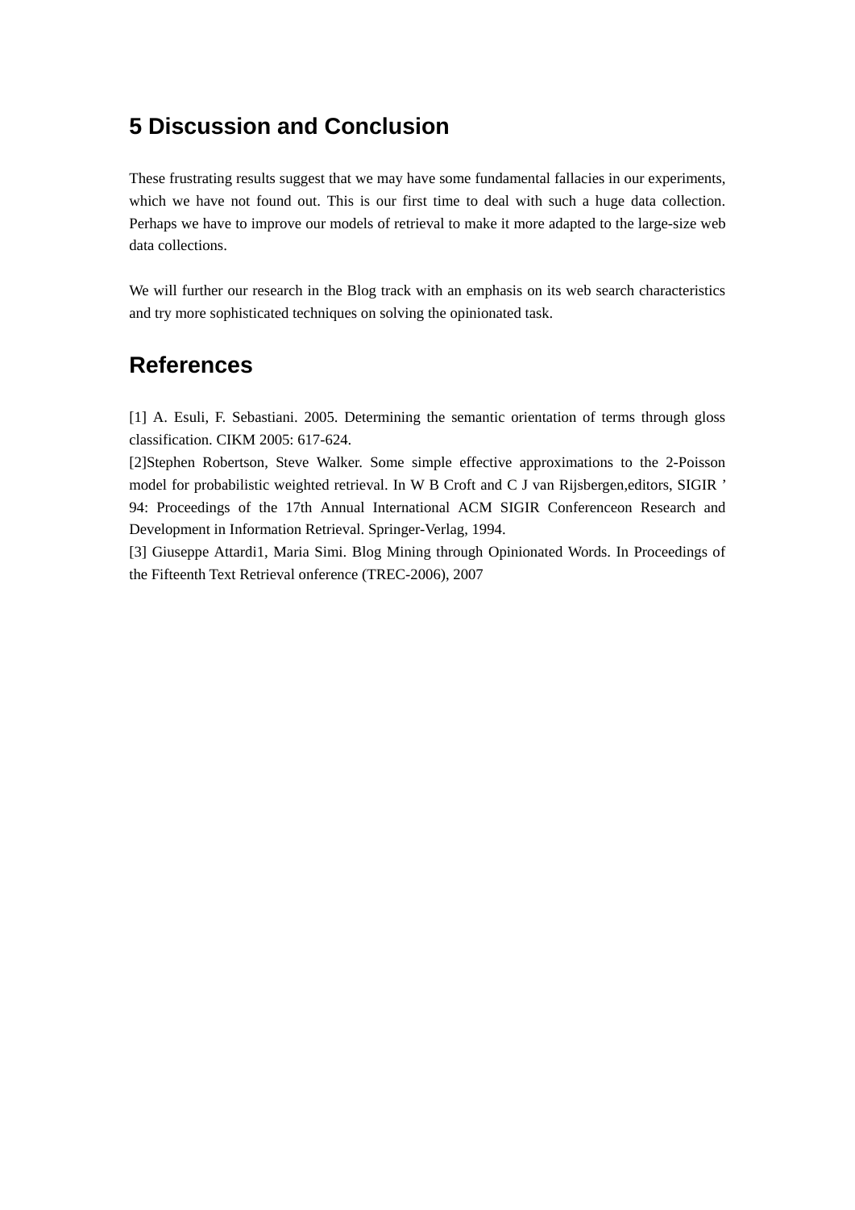## 5 Discussion and Conclusion

These frustrating results suggest that we may have some fundamental fallacies in our experiments, which we have not found out. This is our first time to deal with such a huge data collection. Perhaps we have to improve our models of retrieval to make it more adapted to the large-size web data collections.

We will further our research in the Blog track with an emphasis on its web search characteristics and try more sophisticated techniques on solving the opinionated task.

## References

[1] A. Esuli, F. Sebastiani. 2005. Determining the semantic orientation of terms through gloss classification. CIKM 2005: 617-624.
[2]Stephen Robertson, Steve Walker. Some simple effective approximations to the 2-Poisson model for probabilistic weighted retrieval. In W B Croft and C J van Rijsbergen,editors, SIGIR ’ 94: Proceedings of the 17th Annual International ACM SIGIR Conferenceon Research and Development in Information Retrieval. Springer-Verlag, 1994.
[3] Giuseppe Attardi1, Maria Simi. Blog Mining through Opinionated Words. In Proceedings of the Fifteenth Text Retrieval onference (TREC-2006), 2007